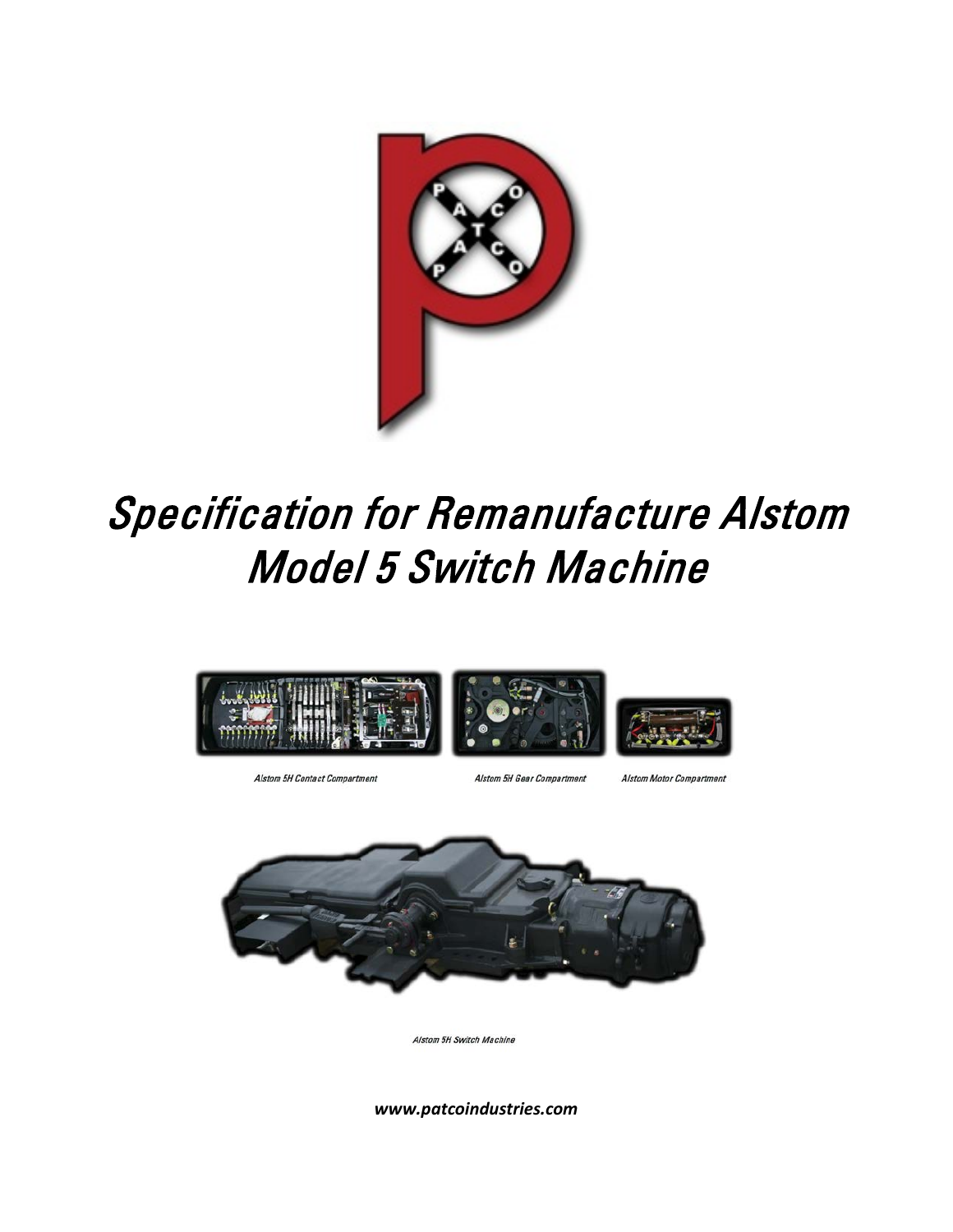# Specification for Remanufacture Alstom Model 5 Switch Machine

Alstom 5H Contact Compartment

Alstom 5H Gear Compartment

Alstom Motor Compartment

Alstom 5H Switch Machine

***www.patcoindustries.com***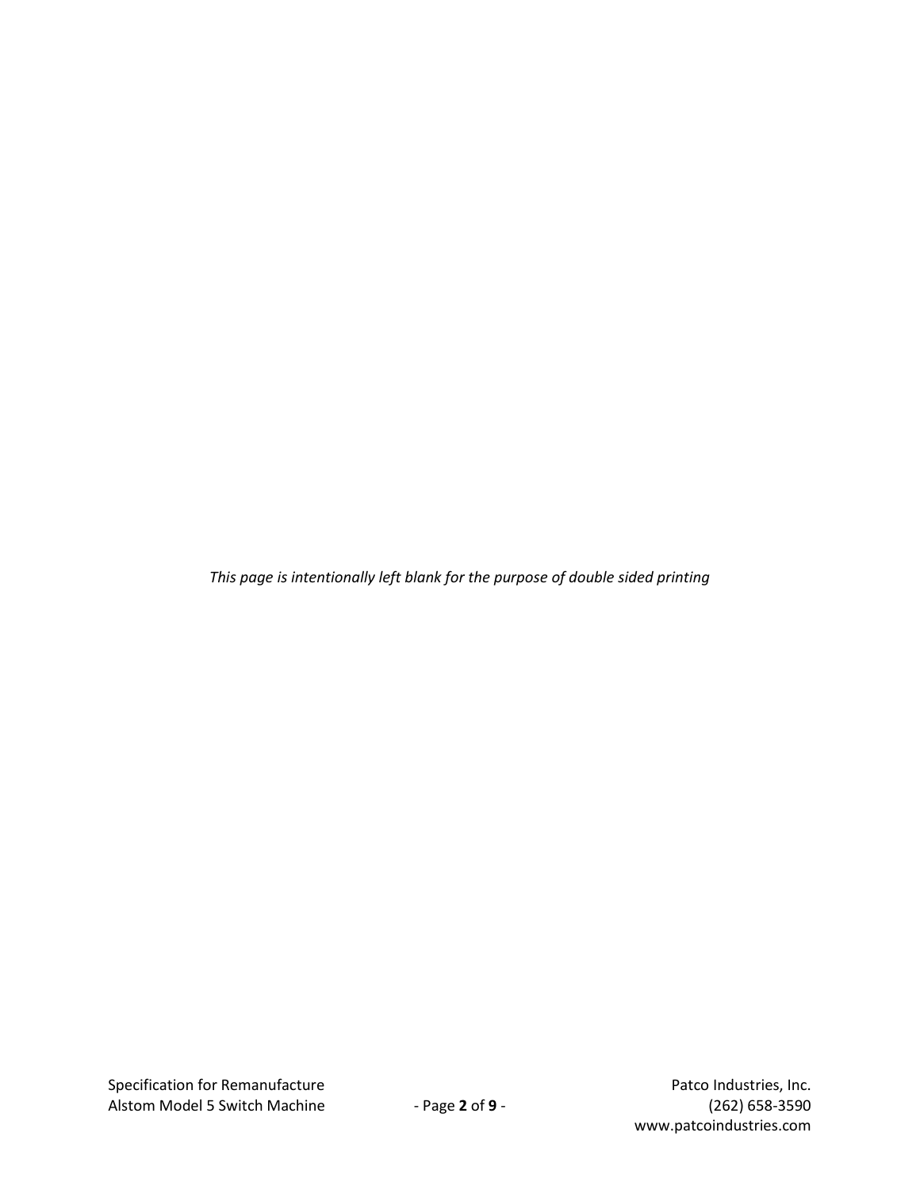*This page is intentionally left blank for the purpose of double sided printing*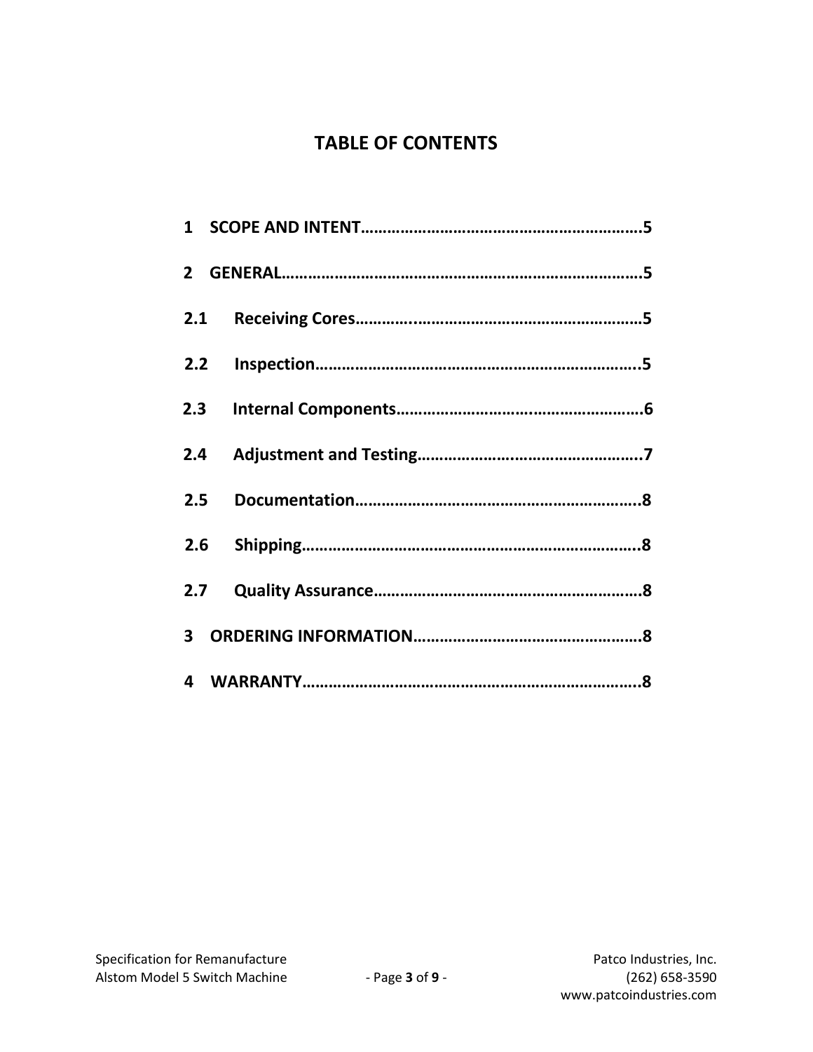# TABLE OF CONTENTS

**1 SCOPE AND INTENT…………………………………………………………5**

**2 GENERAL………………………………………………………………………5**

**2.1 Receiving Cores………………………………………………………5**

**2.2 Inspection……………………………………………………………..5**

**2.3 Internal Components…………………………………………………6**

**2.4 Adjustment and Testing…………………………………………….7**

**2.5 Documentation………………………………………………………..8**

**2.6 Shipping………………………………………………………………..8**

**2.7 Quality Assurance……………………………………………………8**

**3 ORDERING INFORMATION…………………………………………….8**

**4 WARRANTY……………………………………………………………………..8**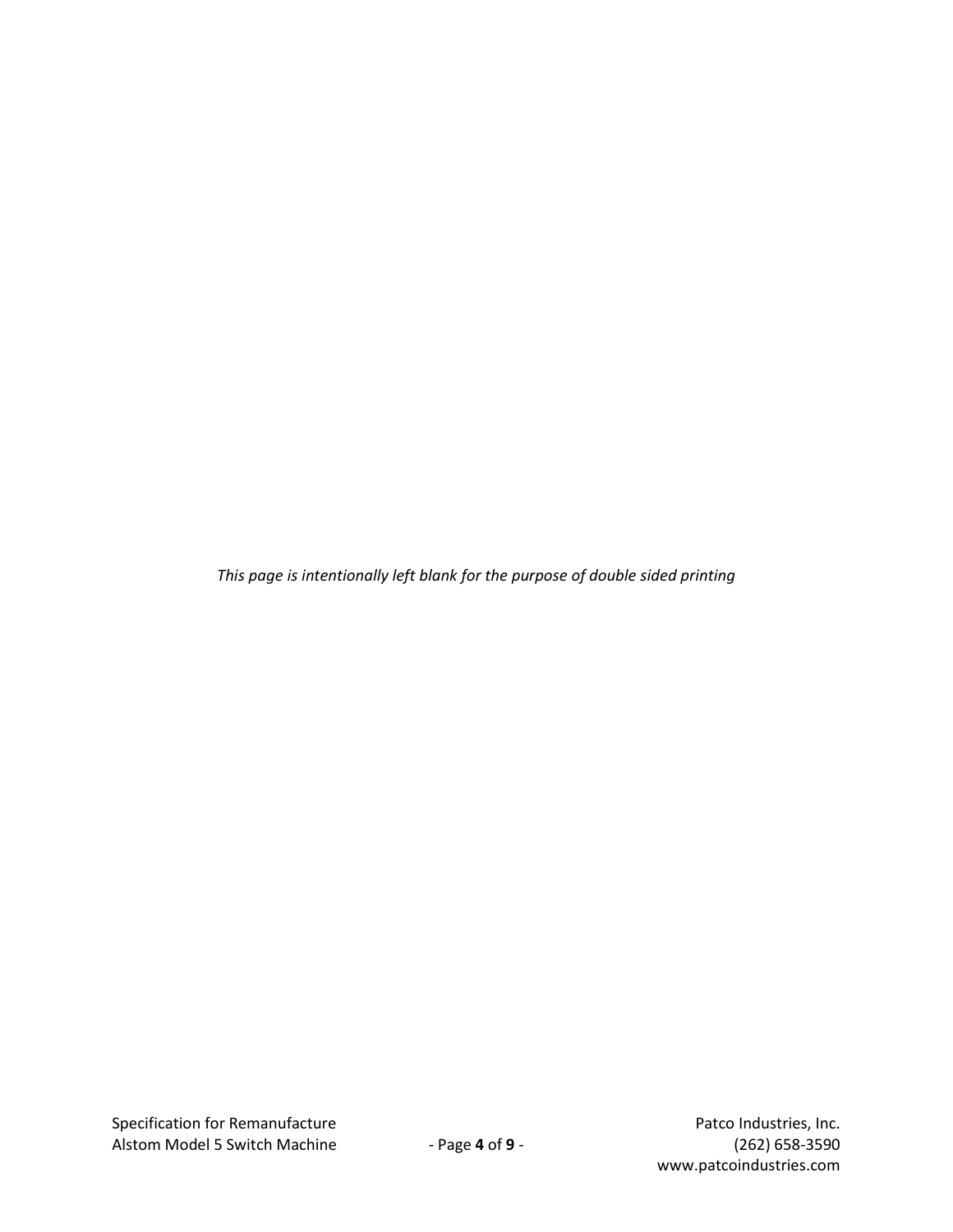*This page is intentionally left blank for the purpose of double sided printing*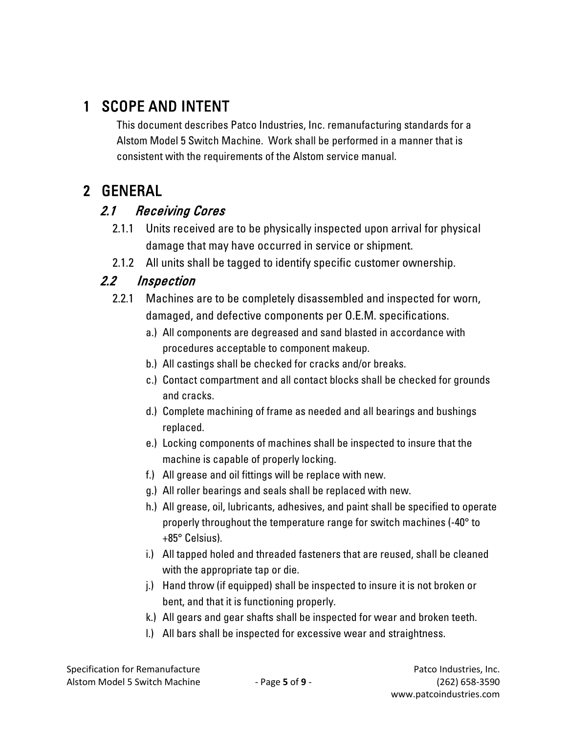# 1 SCOPE AND INTENT

This document describes Patco Industries, Inc. remanufacturing standards for a Alstom Model 5 Switch Machine. Work shall be performed in a manner that is consistent with the requirements of the Alstom service manual.

# 2 GENERAL

## *2.1 Receiving Cores*

2.1.1 Units received are to be physically inspected upon arrival for physical damage that may have occurred in service or shipment.

2.1.2 All units shall be tagged to identify specific customer ownership.

## *2.2 Inspection*

2.2.1 Machines are to be completely disassembled and inspected for worn, damaged, and defective components per O.E.M. specifications.

- a.) All components are degreased and sand blasted in accordance with procedures acceptable to component makeup.
- b.) All castings shall be checked for cracks and/or breaks.
- c.) Contact compartment and all contact blocks shall be checked for grounds and cracks.
- d.) Complete machining of frame as needed and all bearings and bushings replaced.
- e.) Locking components of machines shall be inspected to insure that the machine is capable of properly locking.
- f.) All grease and oil fittings will be replace with new.
- g.) All roller bearings and seals shall be replaced with new.
- h.) All grease, oil, lubricants, adhesives, and paint shall be specified to operate properly throughout the temperature range for switch machines (-40° to +85° Celsius).
- i.) All tapped holed and threaded fasteners that are reused, shall be cleaned with the appropriate tap or die.
- j.) Hand throw (if equipped) shall be inspected to insure it is not broken or bent, and that it is functioning properly.
- k.) All gears and gear shafts shall be inspected for wear and broken teeth.
- l.) All bars shall be inspected for excessive wear and straightness.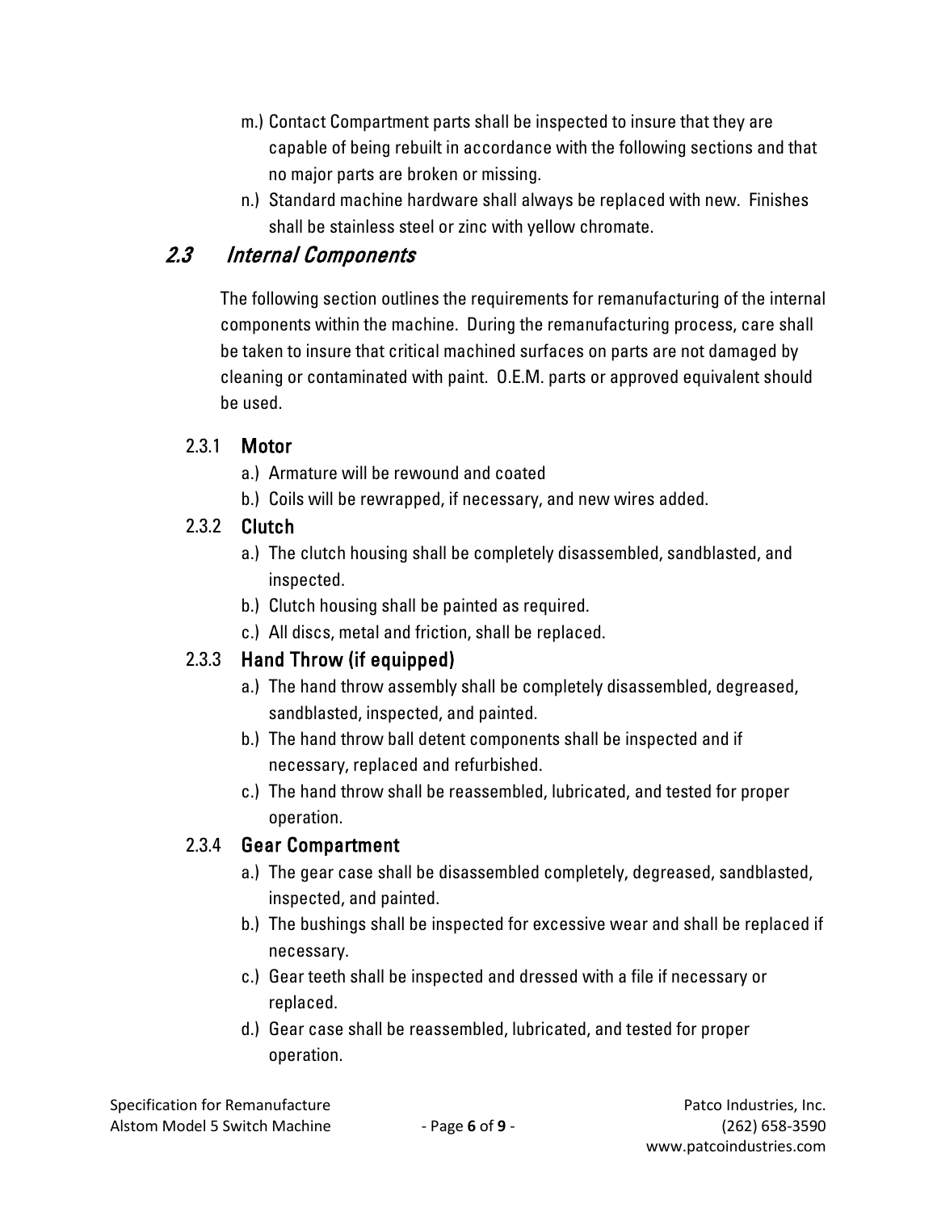m.) Contact Compartment parts shall be inspected to insure that they are capable of being rebuilt in accordance with the following sections and that no major parts are broken or missing.

n.) Standard machine hardware shall always be replaced with new. Finishes shall be stainless steel or zinc with yellow chromate.

## *2.3 Internal Components*

The following section outlines the requirements for remanufacturing of the internal components within the machine. During the remanufacturing process, care shall be taken to insure that critical machined surfaces on parts are not damaged by cleaning or contaminated with paint. O.E.M. parts or approved equivalent should be used.

### 2.3.1 Motor

a.) Armature will be rewound and coated

b.) Coils will be rewrapped, if necessary, and new wires added.

### 2.3.2 Clutch

a.) The clutch housing shall be completely disassembled, sandblasted, and inspected.

b.) Clutch housing shall be painted as required.

c.) All discs, metal and friction, shall be replaced.

### 2.3.3 Hand Throw (if equipped)

a.) The hand throw assembly shall be completely disassembled, degreased, sandblasted, inspected, and painted.

b.) The hand throw ball detent components shall be inspected and if necessary, replaced and refurbished.

c.) The hand throw shall be reassembled, lubricated, and tested for proper operation.

### 2.3.4 Gear Compartment

a.) The gear case shall be disassembled completely, degreased, sandblasted, inspected, and painted.

b.) The bushings shall be inspected for excessive wear and shall be replaced if necessary.

c.) Gear teeth shall be inspected and dressed with a file if necessary or replaced.

d.) Gear case shall be reassembled, lubricated, and tested for proper operation.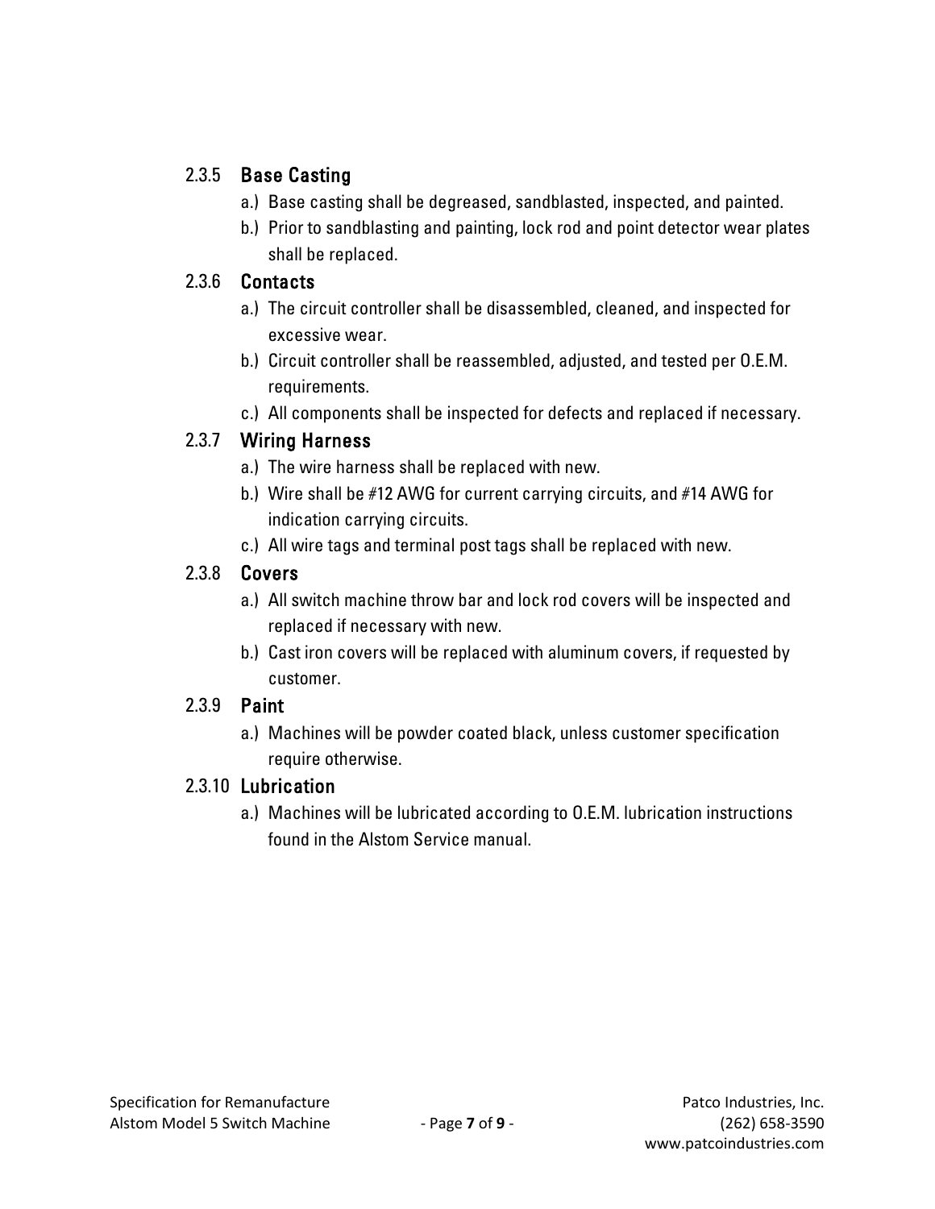### 2.3.5 Base Casting

a.) Base casting shall be degreased, sandblasted, inspected, and painted.

b.) Prior to sandblasting and painting, lock rod and point detector wear plates shall be replaced.

### 2.3.6 Contacts

a.) The circuit controller shall be disassembled, cleaned, and inspected for excessive wear.

b.) Circuit controller shall be reassembled, adjusted, and tested per O.E.M. requirements.

c.) All components shall be inspected for defects and replaced if necessary.

### 2.3.7 Wiring Harness

a.) The wire harness shall be replaced with new.

b.) Wire shall be #12 AWG for current carrying circuits, and #14 AWG for indication carrying circuits.

c.) All wire tags and terminal post tags shall be replaced with new.

### 2.3.8 Covers

a.) All switch machine throw bar and lock rod covers will be inspected and replaced if necessary with new.

b.) Cast iron covers will be replaced with aluminum covers, if requested by customer.

### 2.3.9 Paint

a.) Machines will be powder coated black, unless customer specification require otherwise.

### 2.3.10 Lubrication

a.) Machines will be lubricated according to O.E.M. lubrication instructions found in the Alstom Service manual.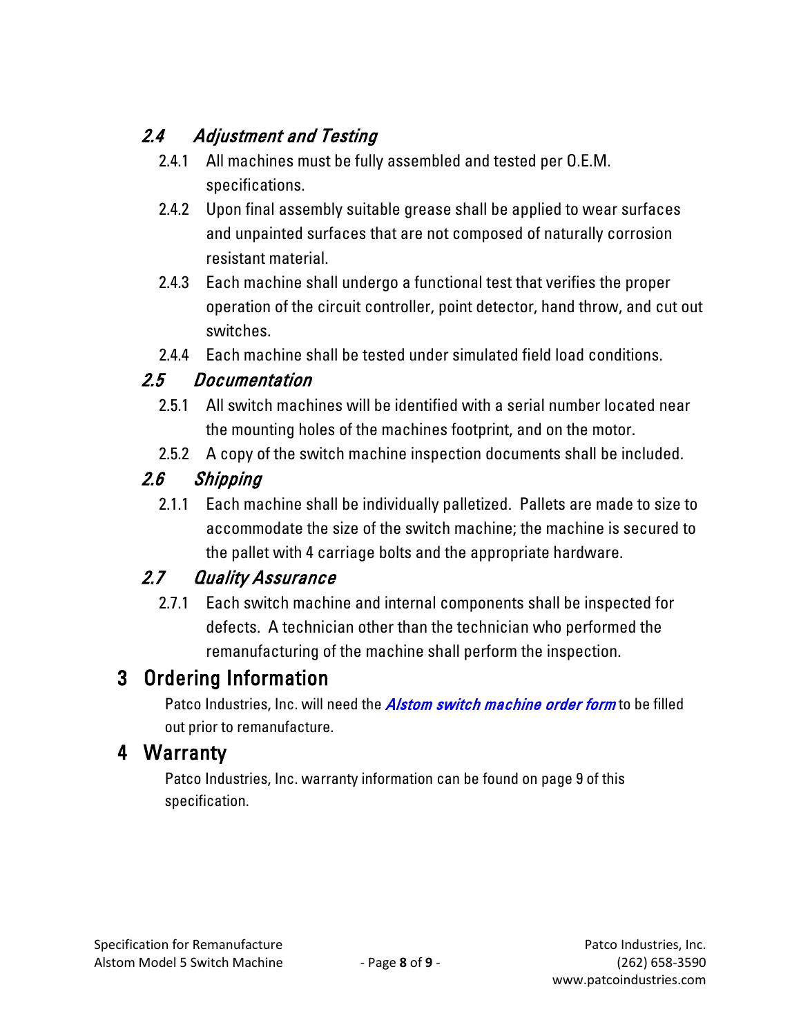### *2.4 Adjustment and Testing*

2.4.1 All machines must be fully assembled and tested per O.E.M. specifications.

2.4.2 Upon final assembly suitable grease shall be applied to wear surfaces and unpainted surfaces that are not composed of naturally corrosion resistant material.

2.4.3 Each machine shall undergo a functional test that verifies the proper operation of the circuit controller, point detector, hand throw, and cut out switches.

2.4.4 Each machine shall be tested under simulated field load conditions.

### *2.5 Documentation*

2.5.1 All switch machines will be identified with a serial number located near the mounting holes of the machines footprint, and on the motor.

2.5.2 A copy of the switch machine inspection documents shall be included.

### *2.6 Shipping*

2.1.1 Each machine shall be individually palletized. Pallets are made to size to accommodate the size of the switch machine; the machine is secured to the pallet with 4 carriage bolts and the appropriate hardware.

### *2.7 Quality Assurance*

2.7.1 Each switch machine and internal components shall be inspected for defects. A technician other than the technician who performed the remanufacturing of the machine shall perform the inspection.

## 3 Ordering Information

Patco Industries, Inc. will need the ***Alstom switch machine order form*** to be filled out prior to remanufacture.

## 4 Warranty

Patco Industries, Inc. warranty information can be found on page 9 of this specification.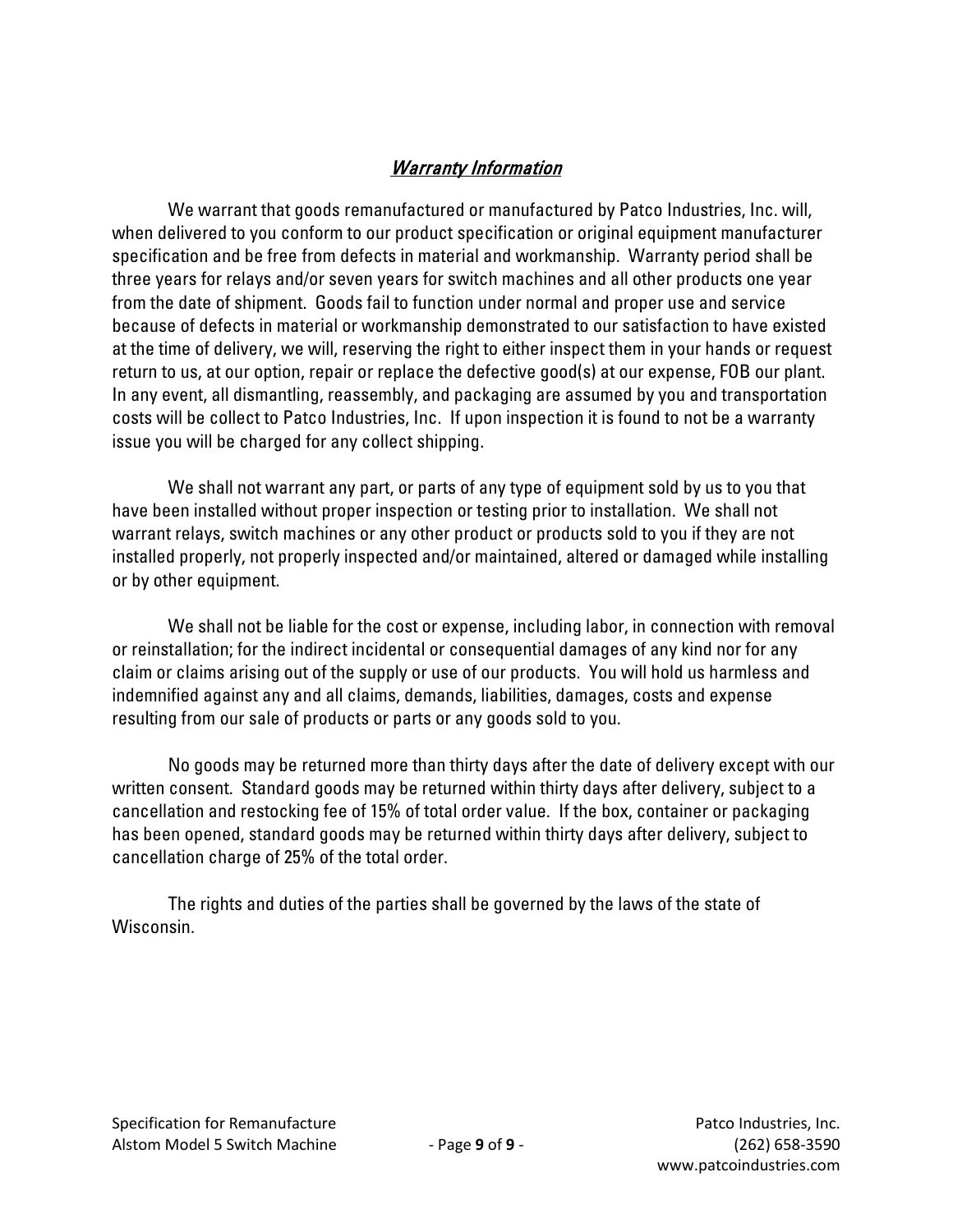## *Warranty Information*

We warrant that goods remanufactured or manufactured by Patco Industries, Inc. will, when delivered to you conform to our product specification or original equipment manufacturer specification and be free from defects in material and workmanship. Warranty period shall be three years for relays and/or seven years for switch machines and all other products one year from the date of shipment. Goods fail to function under normal and proper use and service because of defects in material or workmanship demonstrated to our satisfaction to have existed at the time of delivery, we will, reserving the right to either inspect them in your hands or request return to us, at our option, repair or replace the defective good(s) at our expense, FOB our plant. In any event, all dismantling, reassembly, and packaging are assumed by you and transportation costs will be collect to Patco Industries, Inc. If upon inspection it is found to not be a warranty issue you will be charged for any collect shipping.

We shall not warrant any part, or parts of any type of equipment sold by us to you that have been installed without proper inspection or testing prior to installation. We shall not warrant relays, switch machines or any other product or products sold to you if they are not installed properly, not properly inspected and/or maintained, altered or damaged while installing or by other equipment.

We shall not be liable for the cost or expense, including labor, in connection with removal or reinstallation; for the indirect incidental or consequential damages of any kind nor for any claim or claims arising out of the supply or use of our products. You will hold us harmless and indemnified against any and all claims, demands, liabilities, damages, costs and expense resulting from our sale of products or parts or any goods sold to you.

No goods may be returned more than thirty days after the date of delivery except with our written consent. Standard goods may be returned within thirty days after delivery, subject to a cancellation and restocking fee of 15% of total order value. If the box, container or packaging has been opened, standard goods may be returned within thirty days after delivery, subject to cancellation charge of 25% of the total order.

The rights and duties of the parties shall be governed by the laws of the state of Wisconsin.